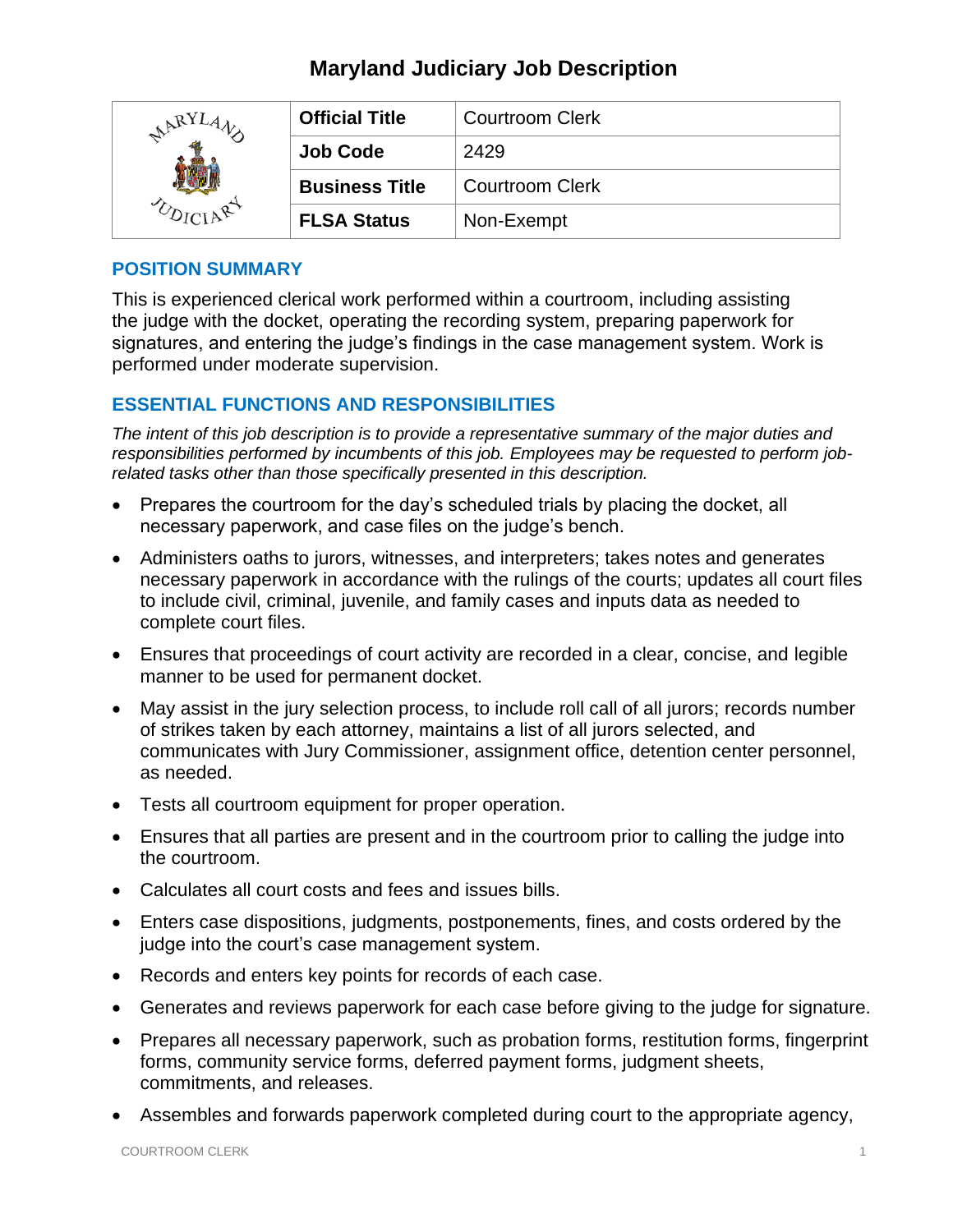# Maryland Judiciary Job Description

| | Official Title | Courtroom Clerk |
|---|---|---|
| | Job Code | 2429 |
| | Business Title | Courtroom Clerk |
| | FLSA Status | Non-Exempt |

## POSITION SUMMARY

This is experienced clerical work performed within a courtroom, including assisting the judge with the docket, operating the recording system, preparing paperwork for signatures, and entering the judge's findings in the case management system. Work is performed under moderate supervision.

## ESSENTIAL FUNCTIONS AND RESPONSIBILITIES

*The intent of this job description is to provide a representative summary of the major duties and responsibilities performed by incumbents of this job. Employees may be requested to perform job-related tasks other than those specifically presented in this description.*

- Prepares the courtroom for the day's scheduled trials by placing the docket, all necessary paperwork, and case files on the judge's bench.
- Administers oaths to jurors, witnesses, and interpreters; takes notes and generates necessary paperwork in accordance with the rulings of the courts; updates all court files to include civil, criminal, juvenile, and family cases and inputs data as needed to complete court files.
- Ensures that proceedings of court activity are recorded in a clear, concise, and legible manner to be used for permanent docket.
- May assist in the jury selection process, to include roll call of all jurors; records number of strikes taken by each attorney, maintains a list of all jurors selected, and communicates with Jury Commissioner, assignment office, detention center personnel, as needed.
- Tests all courtroom equipment for proper operation.
- Ensures that all parties are present and in the courtroom prior to calling the judge into the courtroom.
- Calculates all court costs and fees and issues bills.
- Enters case dispositions, judgments, postponements, fines, and costs ordered by the judge into the court's case management system.
- Records and enters key points for records of each case.
- Generates and reviews paperwork for each case before giving to the judge for signature.
- Prepares all necessary paperwork, such as probation forms, restitution forms, fingerprint forms, community service forms, deferred payment forms, judgment sheets, commitments, and releases.
- Assembles and forwards paperwork completed during court to the appropriate agency,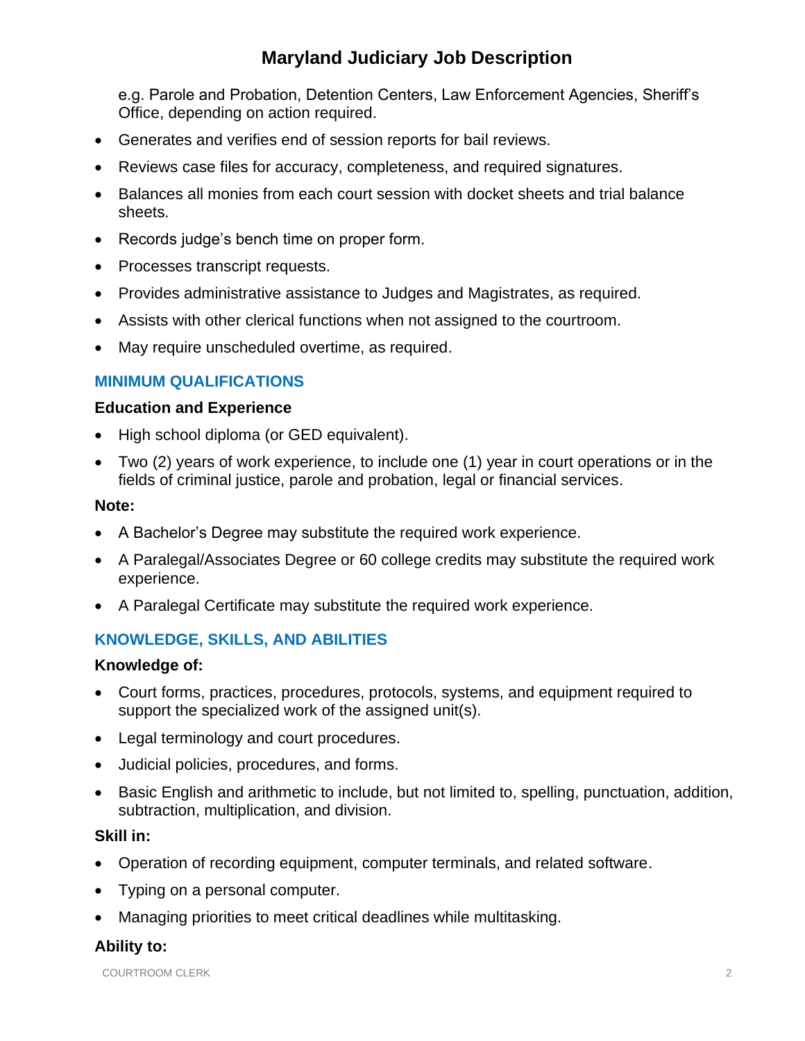e.g. Parole and Probation, Detention Centers, Law Enforcement Agencies, Sheriff's Office, depending on action required.

- Generates and verifies end of session reports for bail reviews.
- Reviews case files for accuracy, completeness, and required signatures.
- Balances all monies from each court session with docket sheets and trial balance sheets.
- Records judge's bench time on proper form.
- Processes transcript requests.
- Provides administrative assistance to Judges and Magistrates, as required.
- Assists with other clerical functions when not assigned to the courtroom.
- May require unscheduled overtime, as required.

## MINIMUM QUALIFICATIONS

### Education and Experience

- High school diploma (or GED equivalent).
- Two (2) years of work experience, to include one (1) year in court operations or in the fields of criminal justice, parole and probation, legal or financial services.

**Note:**

- A Bachelor's Degree may substitute the required work experience.
- A Paralegal/Associates Degree or 60 college credits may substitute the required work experience.
- A Paralegal Certificate may substitute the required work experience.

## KNOWLEDGE, SKILLS, AND ABILITIES

### Knowledge of:

- Court forms, practices, procedures, protocols, systems, and equipment required to support the specialized work of the assigned unit(s).
- Legal terminology and court procedures.
- Judicial policies, procedures, and forms.
- Basic English and arithmetic to include, but not limited to, spelling, punctuation, addition, subtraction, multiplication, and division.

### Skill in:

- Operation of recording equipment, computer terminals, and related software.
- Typing on a personal computer.
- Managing priorities to meet critical deadlines while multitasking.

### Ability to: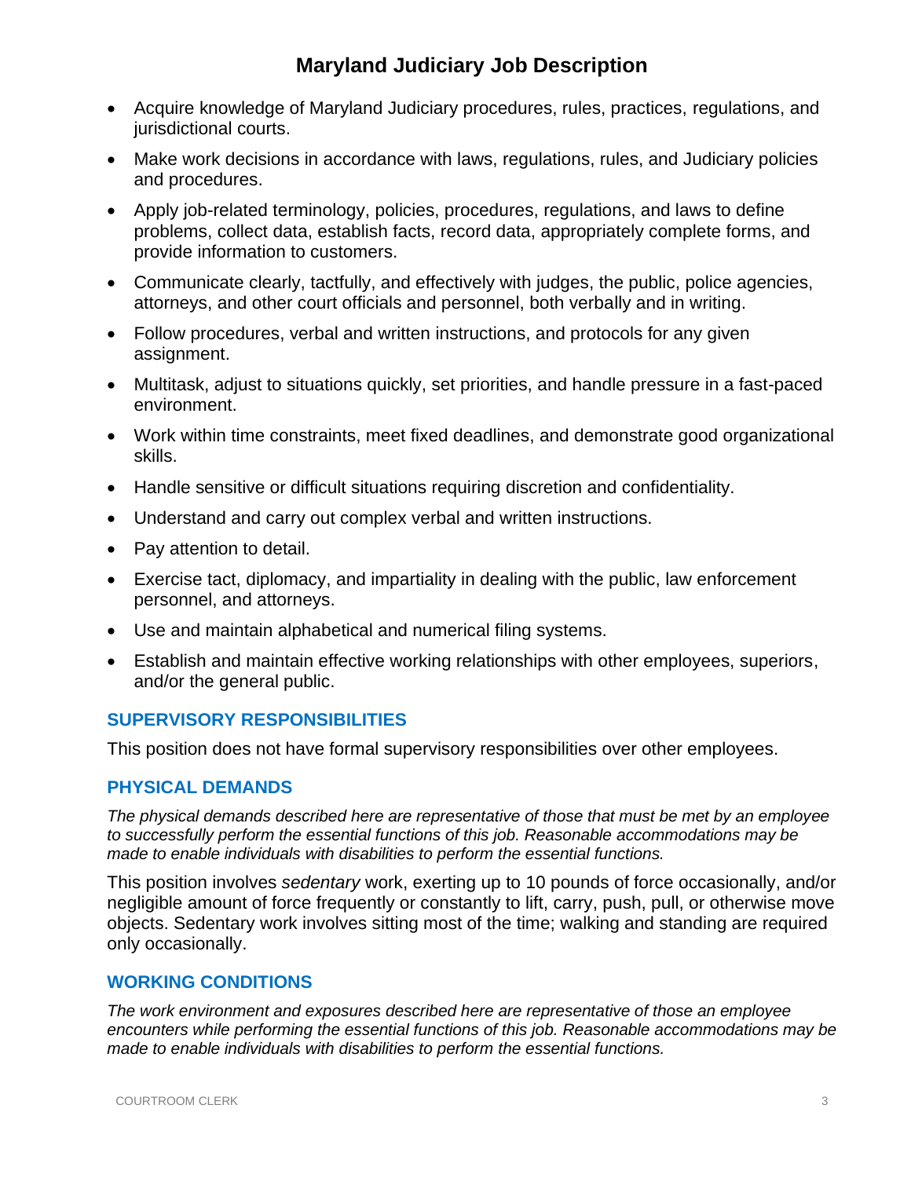# Maryland Judiciary Job Description

- Acquire knowledge of Maryland Judiciary procedures, rules, practices, regulations, and jurisdictional courts.
- Make work decisions in accordance with laws, regulations, rules, and Judiciary policies and procedures.
- Apply job-related terminology, policies, procedures, regulations, and laws to define problems, collect data, establish facts, record data, appropriately complete forms, and provide information to customers.
- Communicate clearly, tactfully, and effectively with judges, the public, police agencies, attorneys, and other court officials and personnel, both verbally and in writing.
- Follow procedures, verbal and written instructions, and protocols for any given assignment.
- Multitask, adjust to situations quickly, set priorities, and handle pressure in a fast-paced environment.
- Work within time constraints, meet fixed deadlines, and demonstrate good organizational skills.
- Handle sensitive or difficult situations requiring discretion and confidentiality.
- Understand and carry out complex verbal and written instructions.
- Pay attention to detail.
- Exercise tact, diplomacy, and impartiality in dealing with the public, law enforcement personnel, and attorneys.
- Use and maintain alphabetical and numerical filing systems.
- Establish and maintain effective working relationships with other employees, superiors, and/or the general public.

## SUPERVISORY RESPONSIBILITIES

This position does not have formal supervisory responsibilities over other employees.

## PHYSICAL DEMANDS

*The physical demands described here are representative of those that must be met by an employee to successfully perform the essential functions of this job. Reasonable accommodations may be made to enable individuals with disabilities to perform the essential functions.*

This position involves *sedentary* work, exerting up to 10 pounds of force occasionally, and/or negligible amount of force frequently or constantly to lift, carry, push, pull, or otherwise move objects. Sedentary work involves sitting most of the time; walking and standing are required only occasionally.

## WORKING CONDITIONS

*The work environment and exposures described here are representative of those an employee encounters while performing the essential functions of this job. Reasonable accommodations may be made to enable individuals with disabilities to perform the essential functions.*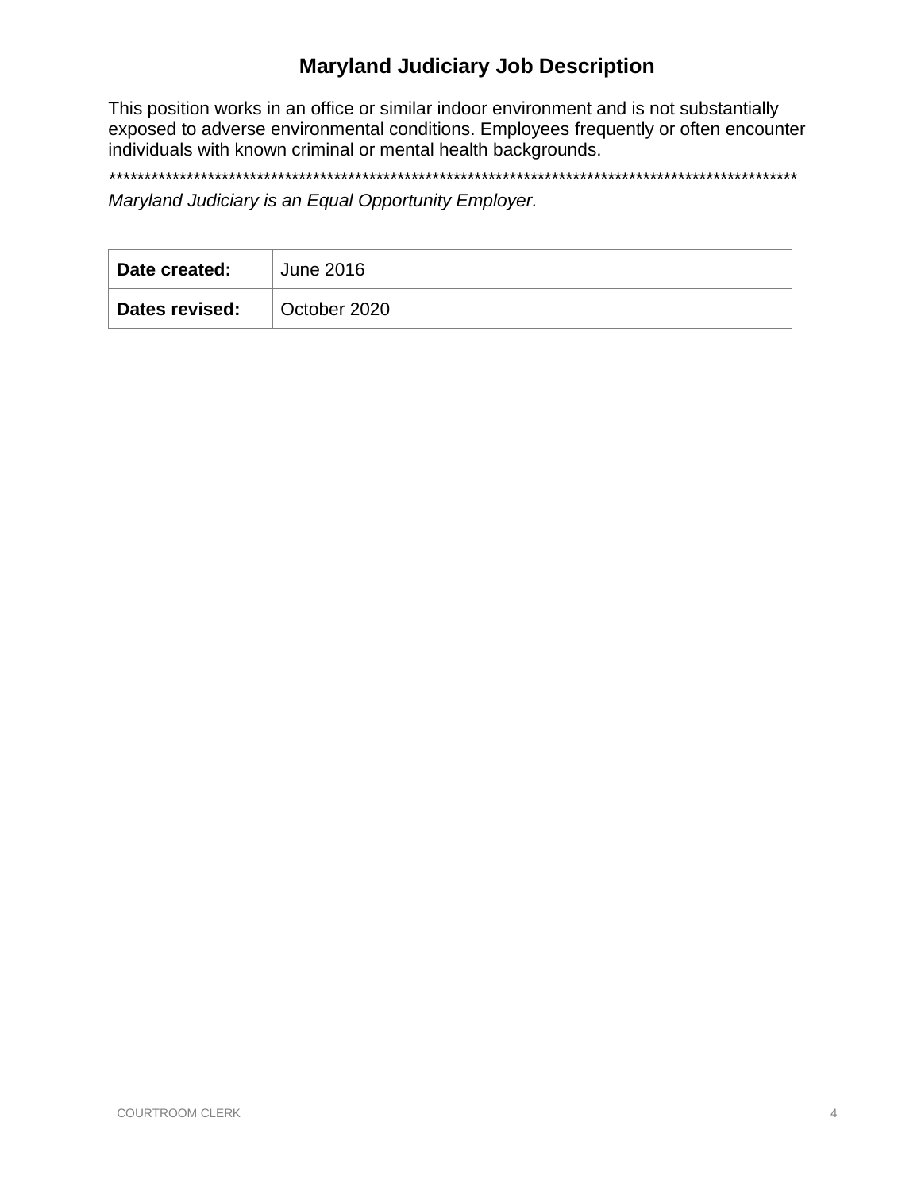# Maryland Judiciary Job Description

This position works in an office or similar indoor environment and is not substantially exposed to adverse environmental conditions. Employees frequently or often encounter individuals with known criminal or mental health backgrounds.

****************************************************************************************************

*Maryland Judiciary is an Equal Opportunity Employer.*

| | |
|---|---|
| **Date created:** | June 2016 |
| **Dates revised:** | October 2020 |